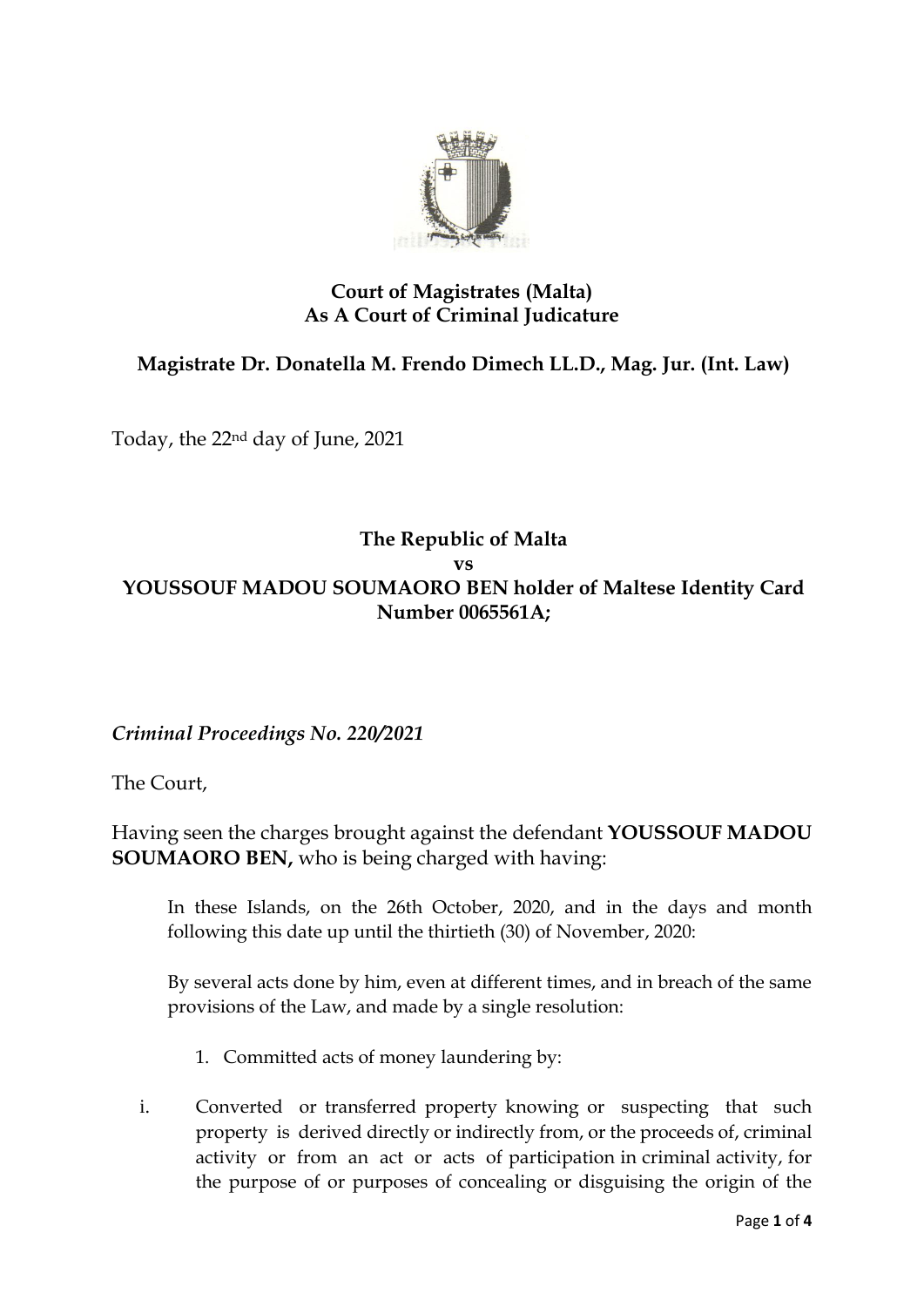**Court of Magistrates (Malta)**
**As A Court of Criminal Judicature**

**Magistrate Dr. Donatella M. Frendo Dimech LL.D., Mag. Jur. (Int. Law)**

Today, the 22nd day of June, 2021

**The Republic of Malta**
**vs**
**YOUSSOUF MADOU SOUMAORO BEN holder of Maltese Identity Card Number 0065561A;**

*Criminal Proceedings No. 220/2021*

The Court,

Having seen the charges brought against the defendant **YOUSSOUF MADOU SOUMAORO BEN,** who is being charged with having:

> In these Islands, on the 26th October, 2020, and in the days and month following this date up until the thirtieth (30) of November, 2020:
>
> By several acts done by him, even at different times, and in breach of the same provisions of the Law, and made by a single resolution:
>
> 1. Committed acts of money laundering by:
>
> i. Converted or transferred property knowing or suspecting that such property is derived directly or indirectly from, or the proceeds of, criminal activity or from an act or acts of participation in criminal activity, for the purpose of or purposes of concealing or disguising the origin of the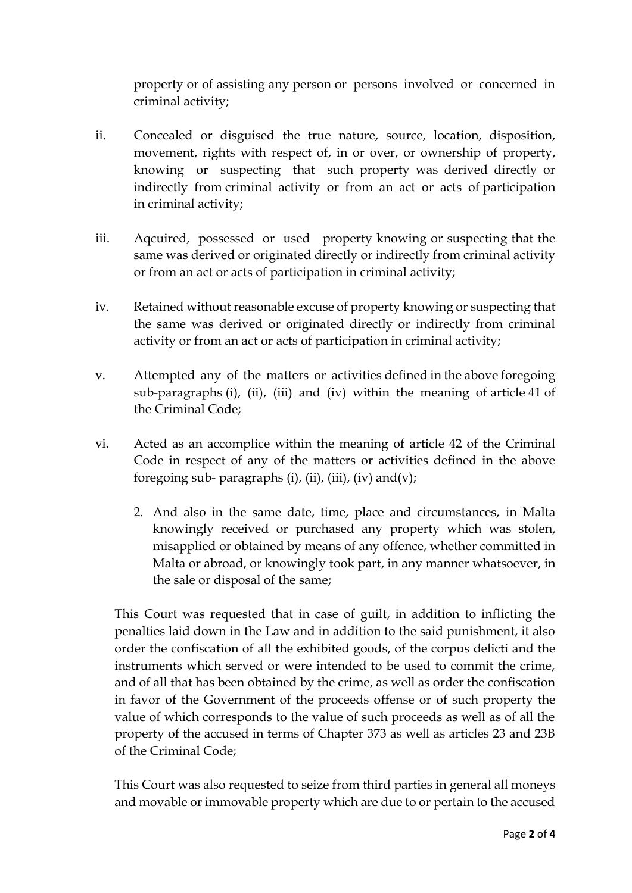property or of assisting any person or persons involved or concerned in criminal activity;

ii. Concealed or disguised the true nature, source, location, disposition, movement, rights with respect of, in or over, or ownership of property, knowing or suspecting that such property was derived directly or indirectly from criminal activity or from an act or acts of participation in criminal activity;

iii. Aqcuired, possessed or used property knowing or suspecting that the same was derived or originated directly or indirectly from criminal activity or from an act or acts of participation in criminal activity;

iv. Retained without reasonable excuse of property knowing or suspecting that the same was derived or originated directly or indirectly from criminal activity or from an act or acts of participation in criminal activity;

v. Attempted any of the matters or activities defined in the above foregoing sub-paragraphs (i), (ii), (iii) and (iv) within the meaning of article 41 of the Criminal Code;

vi. Acted as an accomplice within the meaning of article 42 of the Criminal Code in respect of any of the matters or activities defined in the above foregoing sub- paragraphs (i), (ii), (iii), (iv) and(v);

2. And also in the same date, time, place and circumstances, in Malta knowingly received or purchased any property which was stolen, misapplied or obtained by means of any offence, whether committed in Malta or abroad, or knowingly took part, in any manner whatsoever, in the sale or disposal of the same;

This Court was requested that in case of guilt, in addition to inflicting the penalties laid down in the Law and in addition to the said punishment, it also order the confiscation of all the exhibited goods, of the corpus delicti and the instruments which served or were intended to be used to commit the crime, and of all that has been obtained by the crime, as well as order the confiscation in favor of the Government of the proceeds offense or of such property the value of which corresponds to the value of such proceeds as well as of all the property of the accused in terms of Chapter 373 as well as articles 23 and 23B of the Criminal Code;

This Court was also requested to seize from third parties in general all moneys and movable or immovable property which are due to or pertain to the accused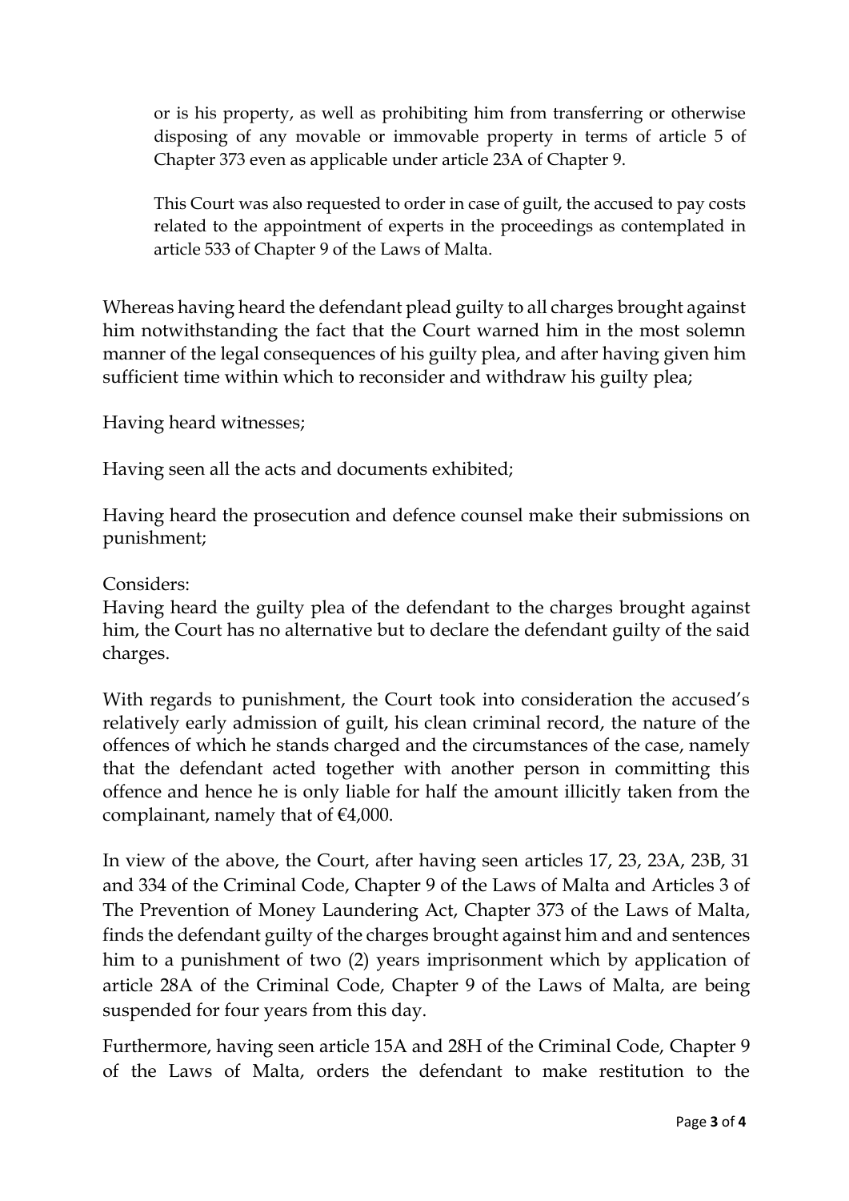or is his property, as well as prohibiting him from transferring or otherwise disposing of any movable or immovable property in terms of article 5 of Chapter 373 even as applicable under article 23A of Chapter 9.

This Court was also requested to order in case of guilt, the accused to pay costs related to the appointment of experts in the proceedings as contemplated in article 533 of Chapter 9 of the Laws of Malta.

Whereas having heard the defendant plead guilty to all charges brought against him notwithstanding the fact that the Court warned him in the most solemn manner of the legal consequences of his guilty plea, and after having given him sufficient time within which to reconsider and withdraw his guilty plea;

Having heard witnesses;

Having seen all the acts and documents exhibited;

Having heard the prosecution and defence counsel make their submissions on punishment;

Considers:
Having heard the guilty plea of the defendant to the charges brought against him, the Court has no alternative but to declare the defendant guilty of the said charges.

With regards to punishment, the Court took into consideration the accused's relatively early admission of guilt, his clean criminal record, the nature of the offences of which he stands charged and the circumstances of the case, namely that the defendant acted together with another person in committing this offence and hence he is only liable for half the amount illicitly taken from the complainant, namely that of €4,000.

In view of the above, the Court, after having seen articles 17, 23, 23A, 23B, 31 and 334 of the Criminal Code, Chapter 9 of the Laws of Malta and Articles 3 of The Prevention of Money Laundering Act, Chapter 373 of the Laws of Malta, finds the defendant guilty of the charges brought against him and and sentences him to a punishment of two (2) years imprisonment which by application of article 28A of the Criminal Code, Chapter 9 of the Laws of Malta, are being suspended for four years from this day.

Furthermore, having seen article 15A and 28H of the Criminal Code, Chapter 9 of the Laws of Malta, orders the defendant to make restitution to the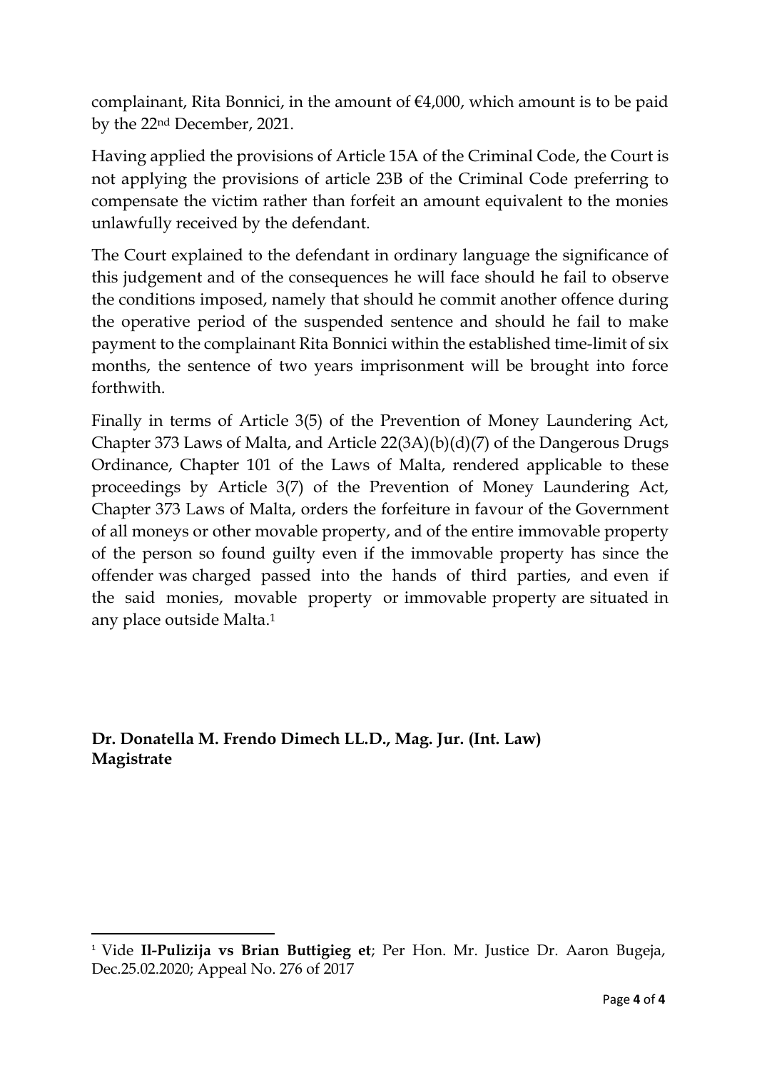complainant, Rita Bonnici, in the amount of €4,000, which amount is to be paid by the 22nd December, 2021.

Having applied the provisions of Article 15A of the Criminal Code, the Court is not applying the provisions of article 23B of the Criminal Code preferring to compensate the victim rather than forfeit an amount equivalent to the monies unlawfully received by the defendant.

The Court explained to the defendant in ordinary language the significance of this judgement and of the consequences he will face should he fail to observe the conditions imposed, namely that should he commit another offence during the operative period of the suspended sentence and should he fail to make payment to the complainant Rita Bonnici within the established time-limit of six months, the sentence of two years imprisonment will be brought into force forthwith.

Finally in terms of Article 3(5) of the Prevention of Money Laundering Act, Chapter 373 Laws of Malta, and Article 22(3A)(b)(d)(7) of the Dangerous Drugs Ordinance, Chapter 101 of the Laws of Malta, rendered applicable to these proceedings by Article 3(7) of the Prevention of Money Laundering Act, Chapter 373 Laws of Malta, orders the forfeiture in favour of the Government of all moneys or other movable property, and of the entire immovable property of the person so found guilty even if the immovable property has since the offender was charged passed into the hands of third parties, and even if the said monies, movable property or immovable property are situated in any place outside Malta.[1]

**Dr. Donatella M. Frendo Dimech LL.D., Mag. Jur. (Int. Law)**
**Magistrate**

[1] Vide **Il-Pulizija vs Brian Buttigieg et**; Per Hon. Mr. Justice Dr. Aaron Bugeja, Dec.25.02.2020; Appeal No. 276 of 2017